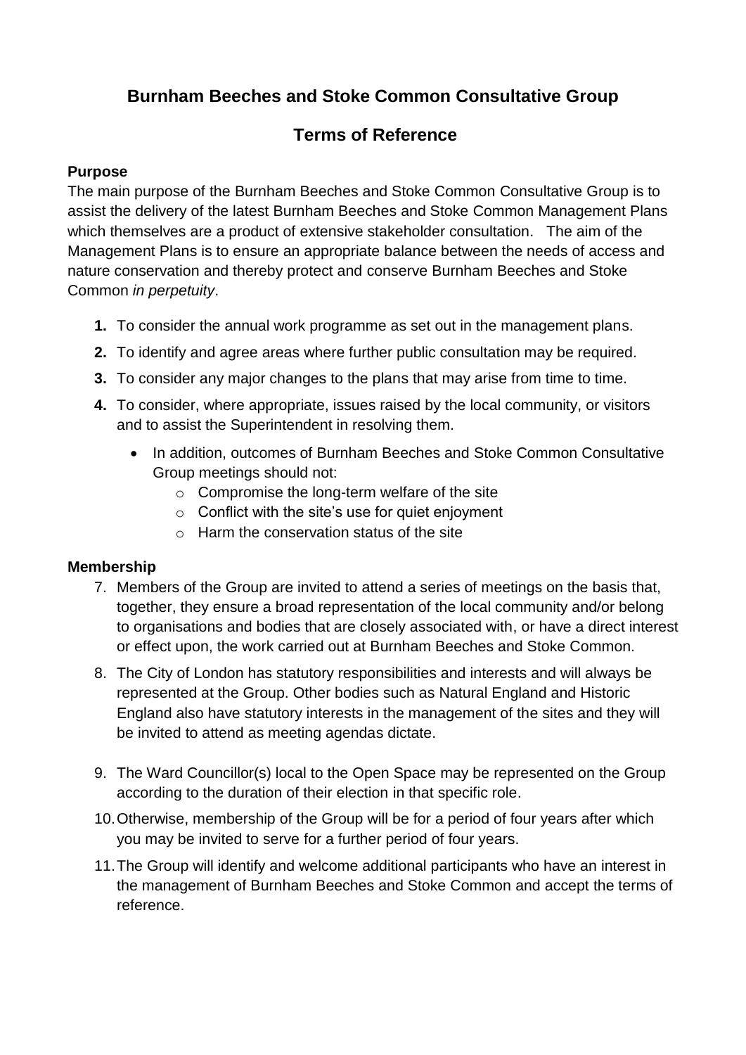# Burnham Beeches and Stoke Common Consultative Group

## Terms of Reference

### Purpose

The main purpose of the Burnham Beeches and Stoke Common Consultative Group is to assist the delivery of the latest Burnham Beeches and Stoke Common Management Plans which themselves are a product of extensive stakeholder consultation. The aim of the Management Plans is to ensure an appropriate balance between the needs of access and nature conservation and thereby protect and conserve Burnham Beeches and Stoke Common *in perpetuity*.

1. To consider the annual work programme as set out in the management plans.
2. To identify and agree areas where further public consultation may be required.
3. To consider any major changes to the plans that may arise from time to time.
4. To consider, where appropriate, issues raised by the local community, or visitors and to assist the Superintendent in resolving them.
   - In addition, outcomes of Burnham Beeches and Stoke Common Consultative Group meetings should not:
     - Compromise the long-term welfare of the site
     - Conflict with the site's use for quiet enjoyment
     - Harm the conservation status of the site

### Membership

7. Members of the Group are invited to attend a series of meetings on the basis that, together, they ensure a broad representation of the local community and/or belong to organisations and bodies that are closely associated with, or have a direct interest or effect upon, the work carried out at Burnham Beeches and Stoke Common.
8. The City of London has statutory responsibilities and interests and will always be represented at the Group. Other bodies such as Natural England and Historic England also have statutory interests in the management of the sites and they will be invited to attend as meeting agendas dictate.
9. The Ward Councillor(s) local to the Open Space may be represented on the Group according to the duration of their election in that specific role.
10. Otherwise, membership of the Group will be for a period of four years after which you may be invited to serve for a further period of four years.
11. The Group will identify and welcome additional participants who have an interest in the management of Burnham Beeches and Stoke Common and accept the terms of reference.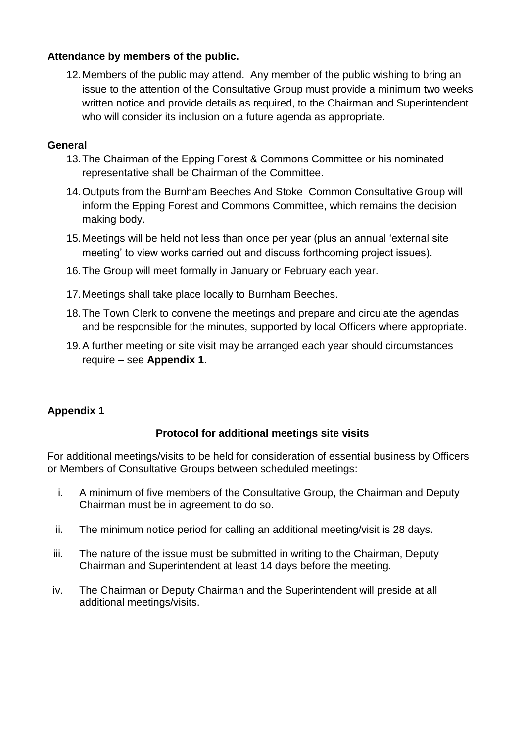**Attendance by members of the public.**

12. Members of the public may attend. Any member of the public wishing to bring an issue to the attention of the Consultative Group must provide a minimum two weeks written notice and provide details as required, to the Chairman and Superintendent who will consider its inclusion on a future agenda as appropriate.

**General**

13. The Chairman of the Epping Forest & Commons Committee or his nominated representative shall be Chairman of the Committee.
14. Outputs from the Burnham Beeches And Stoke Common Consultative Group will inform the Epping Forest and Commons Committee, which remains the decision making body.
15. Meetings will be held not less than once per year (plus an annual 'external site meeting' to view works carried out and discuss forthcoming project issues).
16. The Group will meet formally in January or February each year.
17. Meetings shall take place locally to Burnham Beeches.
18. The Town Clerk to convene the meetings and prepare and circulate the agendas and be responsible for the minutes, supported by local Officers where appropriate.
19. A further meeting or site visit may be arranged each year should circumstances require – see **Appendix 1**.

**Appendix 1**

**Protocol for additional meetings site visits**

For additional meetings/visits to be held for consideration of essential business by Officers or Members of Consultative Groups between scheduled meetings:

i. A minimum of five members of the Consultative Group, the Chairman and Deputy Chairman must be in agreement to do so.

ii. The minimum notice period for calling an additional meeting/visit is 28 days.

iii. The nature of the issue must be submitted in writing to the Chairman, Deputy Chairman and Superintendent at least 14 days before the meeting.

iv. The Chairman or Deputy Chairman and the Superintendent will preside at all additional meetings/visits.